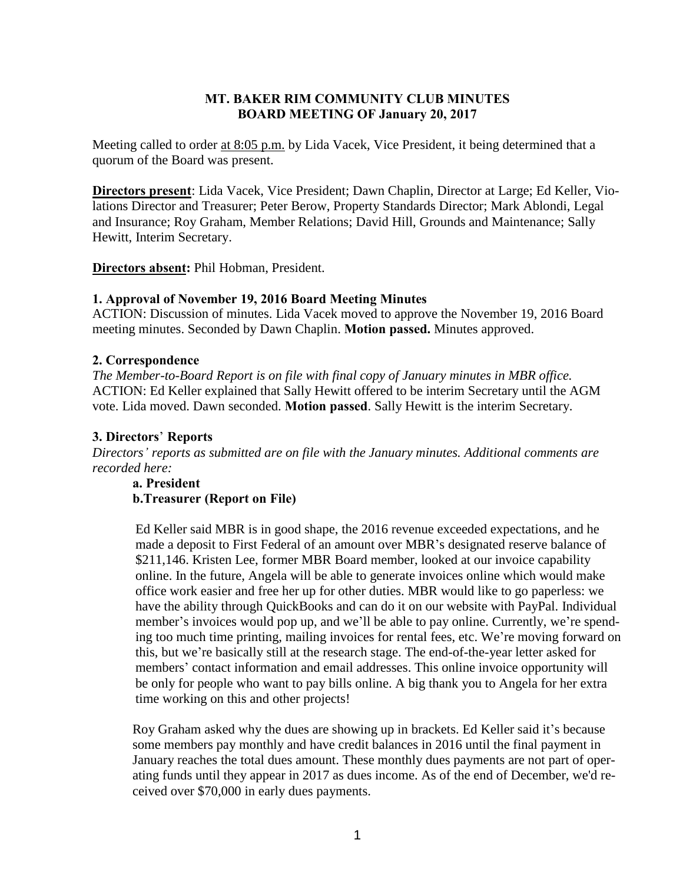# MT. BAKER RIM COMMUNITY CLUB MINUTES
## BOARD MEETING OF January 20, 2017

Meeting called to order at 8:05 p.m. by Lida Vacek, Vice President, it being determined that a quorum of the Board was present.

**Directors present**: Lida Vacek, Vice President; Dawn Chaplin, Director at Large; Ed Keller, Violations Director and Treasurer; Peter Berow, Property Standards Director; Mark Ablondi, Legal and Insurance; Roy Graham, Member Relations; David Hill, Grounds and Maintenance; Sally Hewitt, Interim Secretary.

**Directors absent:** Phil Hobman, President.

### 1. Approval of November 19, 2016 Board Meeting Minutes

ACTION: Discussion of minutes. Lida Vacek moved to approve the November 19, 2016 Board meeting minutes. Seconded by Dawn Chaplin. **Motion passed.** Minutes approved.

### 2. Correspondence

*The Member-to-Board Report is on file with final copy of January minutes in MBR office.*
ACTION: Ed Keller explained that Sally Hewitt offered to be interim Secretary until the AGM vote. Lida moved. Dawn seconded. **Motion passed**. Sally Hewitt is the interim Secretary.

### 3. Directors' Reports

*Directors' reports as submitted are on file with the January minutes. Additional comments are recorded here:*

**a. President**

**b. Treasurer (Report on File)**

Ed Keller said MBR is in good shape, the 2016 revenue exceeded expectations, and he made a deposit to First Federal of an amount over MBR's designated reserve balance of \$211,146. Kristen Lee, former MBR Board member, looked at our invoice capability online. In the future, Angela will be able to generate invoices online which would make office work easier and free her up for other duties. MBR would like to go paperless: we have the ability through QuickBooks and can do it on our website with PayPal. Individual member's invoices would pop up, and we'll be able to pay online. Currently, we're spending too much time printing, mailing invoices for rental fees, etc. We're moving forward on this, but we're basically still at the research stage. The end-of-the-year letter asked for members' contact information and email addresses. This online invoice opportunity will be only for people who want to pay bills online. A big thank you to Angela for her extra time working on this and other projects!

Roy Graham asked why the dues are showing up in brackets. Ed Keller said it's because some members pay monthly and have credit balances in 2016 until the final payment in January reaches the total dues amount. These monthly dues payments are not part of operating funds until they appear in 2017 as dues income. As of the end of December, we'd received over \$70,000 in early dues payments.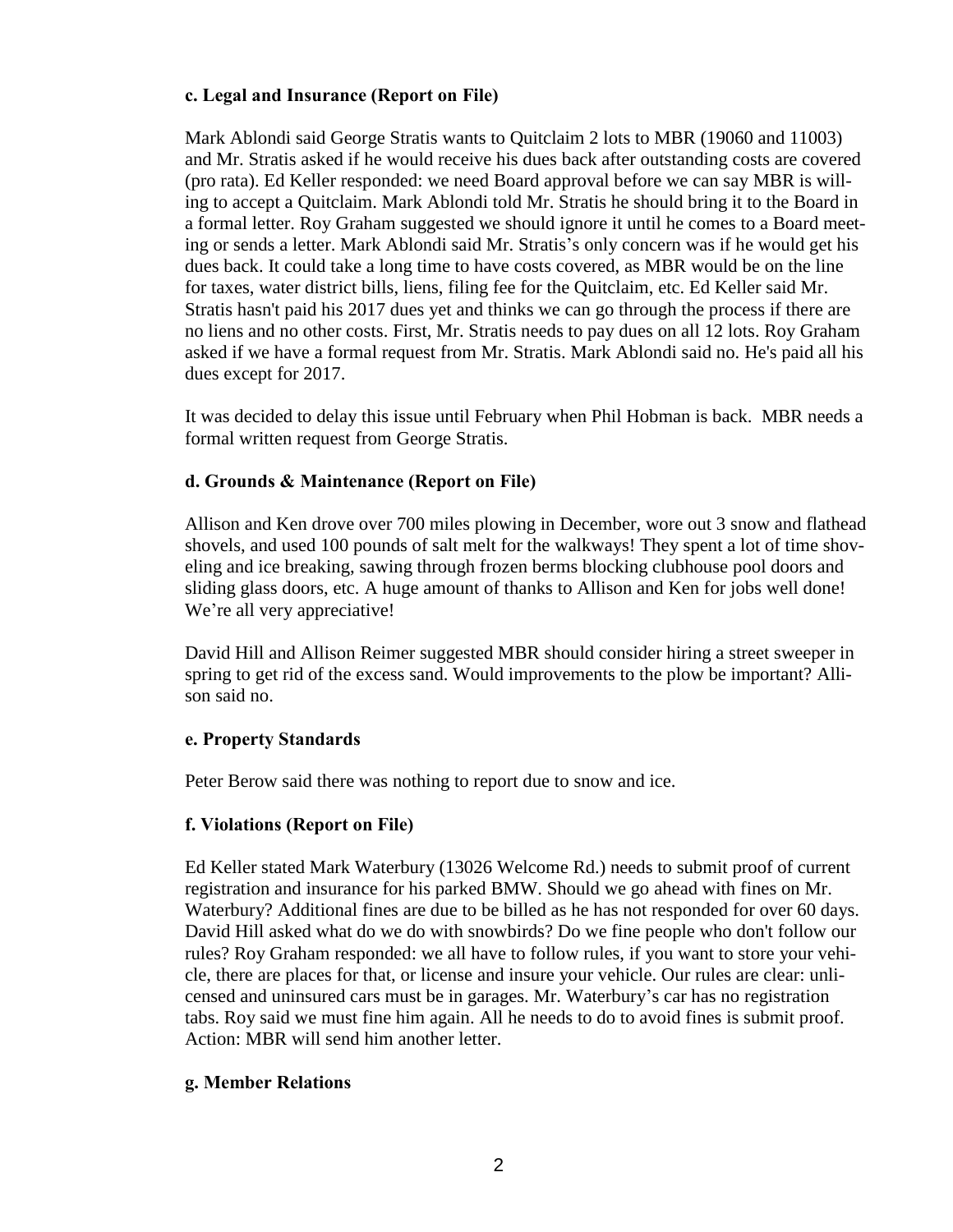#### c. Legal and Insurance (Report on File)

Mark Ablondi said George Stratis wants to Quitclaim 2 lots to MBR (19060 and 11003) and Mr. Stratis asked if he would receive his dues back after outstanding costs are covered (pro rata). Ed Keller responded: we need Board approval before we can say MBR is willing to accept a Quitclaim. Mark Ablondi told Mr. Stratis he should bring it to the Board in a formal letter. Roy Graham suggested we should ignore it until he comes to a Board meeting or sends a letter. Mark Ablondi said Mr. Stratis's only concern was if he would get his dues back. It could take a long time to have costs covered, as MBR would be on the line for taxes, water district bills, liens, filing fee for the Quitclaim, etc. Ed Keller said Mr. Stratis hasn't paid his 2017 dues yet and thinks we can go through the process if there are no liens and no other costs. First, Mr. Stratis needs to pay dues on all 12 lots. Roy Graham asked if we have a formal request from Mr. Stratis. Mark Ablondi said no. He's paid all his dues except for 2017.

It was decided to delay this issue until February when Phil Hobman is back. MBR needs a formal written request from George Stratis.

#### d. Grounds & Maintenance (Report on File)

Allison and Ken drove over 700 miles plowing in December, wore out 3 snow and flathead shovels, and used 100 pounds of salt melt for the walkways! They spent a lot of time shoveling and ice breaking, sawing through frozen berms blocking clubhouse pool doors and sliding glass doors, etc. A huge amount of thanks to Allison and Ken for jobs well done! We're all very appreciative!

David Hill and Allison Reimer suggested MBR should consider hiring a street sweeper in spring to get rid of the excess sand. Would improvements to the plow be important? Allison said no.

#### e. Property Standards

Peter Berow said there was nothing to report due to snow and ice.

#### f. Violations (Report on File)

Ed Keller stated Mark Waterbury (13026 Welcome Rd.) needs to submit proof of current registration and insurance for his parked BMW. Should we go ahead with fines on Mr. Waterbury? Additional fines are due to be billed as he has not responded for over 60 days. David Hill asked what do we do with snowbirds? Do we fine people who don't follow our rules? Roy Graham responded: we all have to follow rules, if you want to store your vehicle, there are places for that, or license and insure your vehicle. Our rules are clear: unlicensed and uninsured cars must be in garages. Mr. Waterbury's car has no registration tabs. Roy said we must fine him again. All he needs to do to avoid fines is submit proof. Action: MBR will send him another letter.

#### g. Member Relations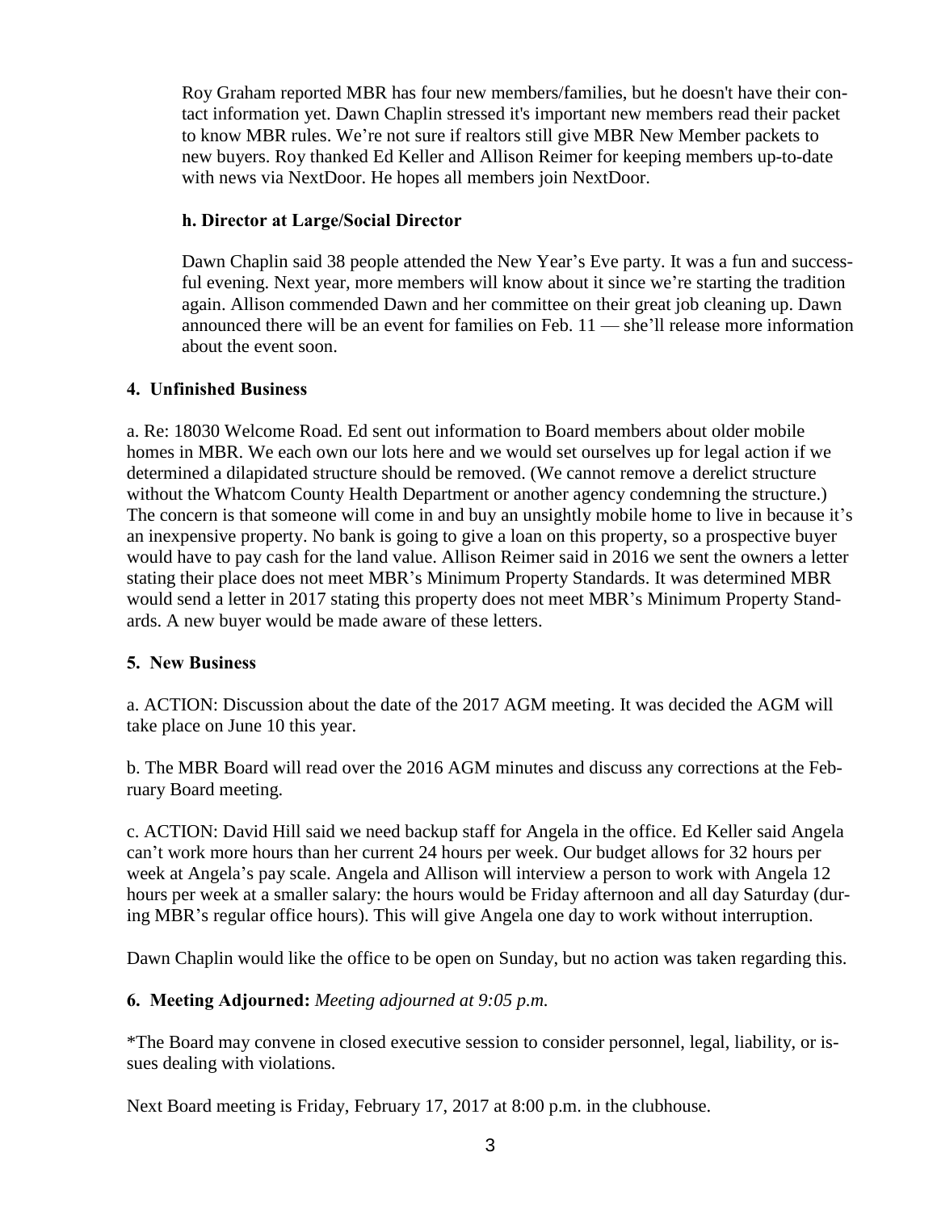Roy Graham reported MBR has four new members/families, but he doesn't have their contact information yet. Dawn Chaplin stressed it's important new members read their packet to know MBR rules. We're not sure if realtors still give MBR New Member packets to new buyers. Roy thanked Ed Keller and Allison Reimer for keeping members up-to-date with news via NextDoor. He hopes all members join NextDoor.

**h. Director at Large/Social Director**

Dawn Chaplin said 38 people attended the New Year's Eve party. It was a fun and successful evening. Next year, more members will know about it since we're starting the tradition again. Allison commended Dawn and her committee on their great job cleaning up. Dawn announced there will be an event for families on Feb. 11 — she'll release more information about the event soon.

**4. Unfinished Business**

a. Re: 18030 Welcome Road. Ed sent out information to Board members about older mobile homes in MBR. We each own our lots here and we would set ourselves up for legal action if we determined a dilapidated structure should be removed. (We cannot remove a derelict structure without the Whatcom County Health Department or another agency condemning the structure.) The concern is that someone will come in and buy an unsightly mobile home to live in because it's an inexpensive property. No bank is going to give a loan on this property, so a prospective buyer would have to pay cash for the land value. Allison Reimer said in 2016 we sent the owners a letter stating their place does not meet MBR's Minimum Property Standards. It was determined MBR would send a letter in 2017 stating this property does not meet MBR's Minimum Property Standards. A new buyer would be made aware of these letters.

**5. New Business**

a. ACTION: Discussion about the date of the 2017 AGM meeting. It was decided the AGM will take place on June 10 this year.

b. The MBR Board will read over the 2016 AGM minutes and discuss any corrections at the February Board meeting.

c. ACTION: David Hill said we need backup staff for Angela in the office. Ed Keller said Angela can't work more hours than her current 24 hours per week. Our budget allows for 32 hours per week at Angela's pay scale. Angela and Allison will interview a person to work with Angela 12 hours per week at a smaller salary: the hours would be Friday afternoon and all day Saturday (during MBR's regular office hours). This will give Angela one day to work without interruption.

Dawn Chaplin would like the office to be open on Sunday, but no action was taken regarding this.

**6. Meeting Adjourned:** *Meeting adjourned at 9:05 p.m.*

*The Board may convene in closed executive session to consider personnel, legal, liability, or issues dealing with violations.

Next Board meeting is Friday, February 17, 2017 at 8:00 p.m. in the clubhouse.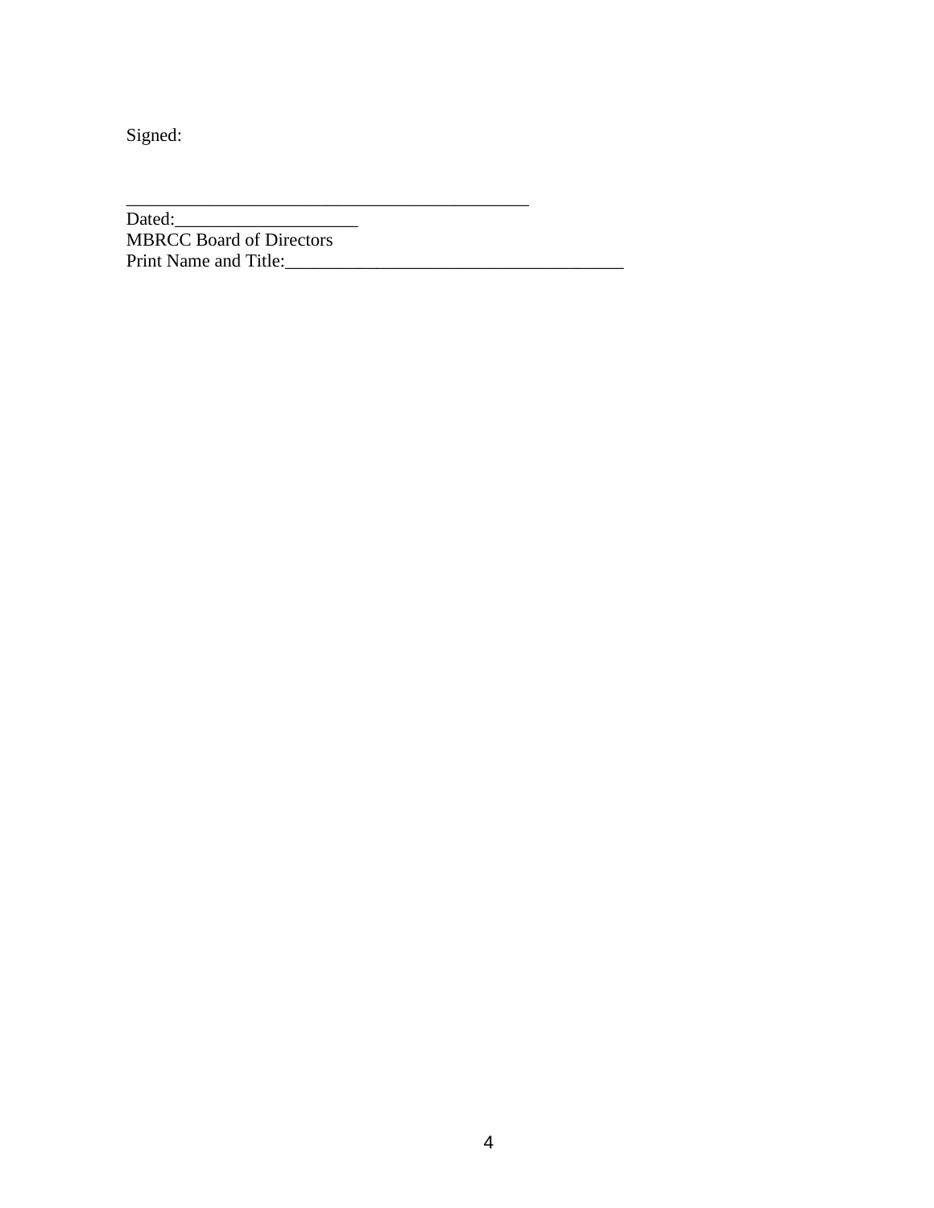Signed:

\_\_\_\_\_\_\_\_\_\_\_\_\_\_\_\_\_\_\_\_\_\_\_\_\_\_\_\_\_\_\_\_\_\_\_\_\_\_\_\_\_\_\_\_\_\_
Dated:\_\_\_\_\_\_\_\_\_\_\_\_\_\_\_\_\_\_\_\_
MBRCC Board of Directors
Print Name and Title:\_\_\_\_\_\_\_\_\_\_\_\_\_\_\_\_\_\_\_\_\_\_\_\_\_\_\_\_\_\_\_\_\_\_\_\_\_\_